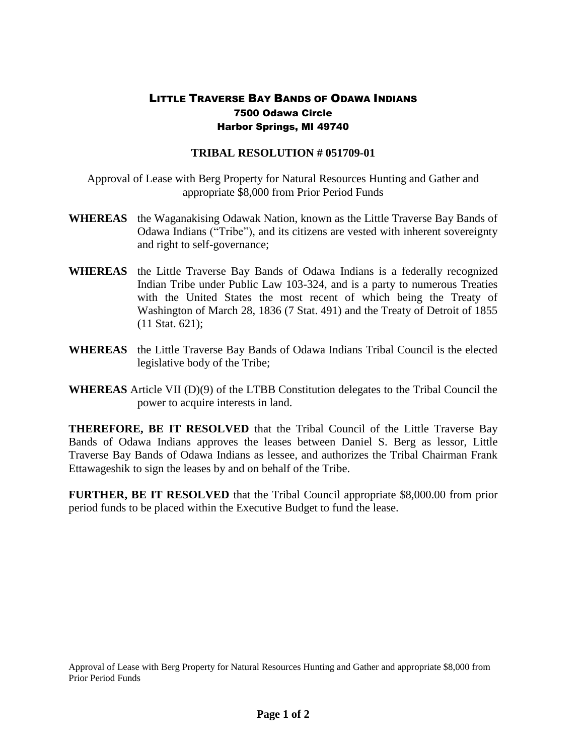# Little Traverse Bay Bands of Odawa Indians
## 7500 Odawa Circle
## Harbor Springs, MI 49740

**TRIBAL RESOLUTION # 051709-01**

Approval of Lease with Berg Property for Natural Resources Hunting and Gather and appropriate $8,000 from Prior Period Funds

**WHEREAS** the Waganakising Odawak Nation, known as the Little Traverse Bay Bands of Odawa Indians ("Tribe"), and its citizens are vested with inherent sovereignty and right to self-governance;

**WHEREAS** the Little Traverse Bay Bands of Odawa Indians is a federally recognized Indian Tribe under Public Law 103-324, and is a party to numerous Treaties with the United States the most recent of which being the Treaty of Washington of March 28, 1836 (7 Stat. 491) and the Treaty of Detroit of 1855 (11 Stat. 621);

**WHEREAS** the Little Traverse Bay Bands of Odawa Indians Tribal Council is the elected legislative body of the Tribe;

**WHEREAS** Article VII (D)(9) of the LTBB Constitution delegates to the Tribal Council the power to acquire interests in land.

**THEREFORE, BE IT RESOLVED** that the Tribal Council of the Little Traverse Bay Bands of Odawa Indians approves the leases between Daniel S. Berg as lessor, Little Traverse Bay Bands of Odawa Indians as lessee, and authorizes the Tribal Chairman Frank Ettawageshik to sign the leases by and on behalf of the Tribe.

**FURTHER, BE IT RESOLVED** that the Tribal Council appropriate $8,000.00 from prior period funds to be placed within the Executive Budget to fund the lease.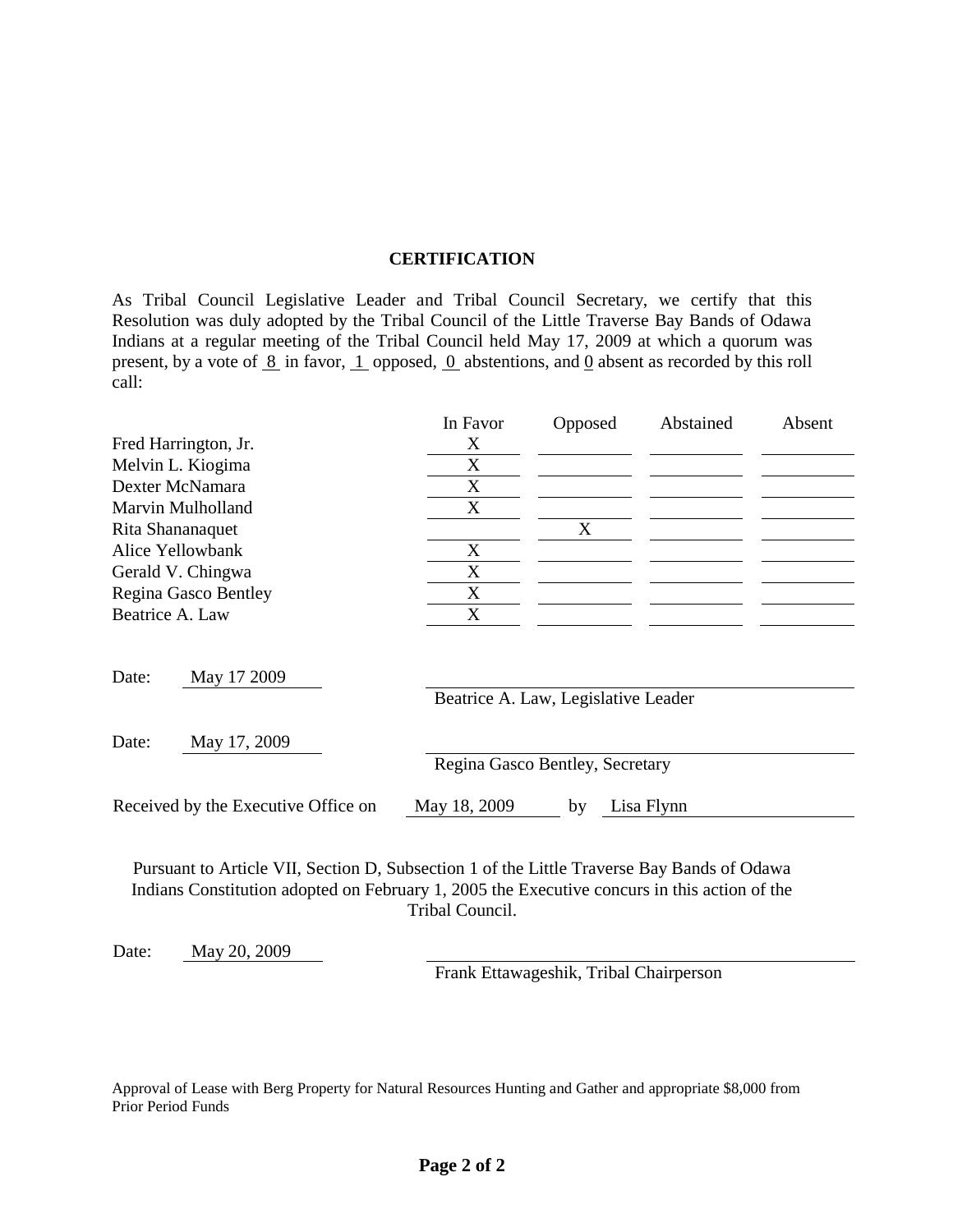**CERTIFICATION**

As Tribal Council Legislative Leader and Tribal Council Secretary, we certify that this Resolution was duly adopted by the Tribal Council of the Little Traverse Bay Bands of Odawa Indians at a regular meeting of the Tribal Council held May 17, 2009 at which a quorum was present, by a vote of 8 in favor, 1 opposed, 0 abstentions, and 0 absent as recorded by this roll call:

| | In Favor | Opposed | Abstained | Absent |
|---|---|---|---|---|
| Fred Harrington, Jr. | X | | | |
| Melvin L. Kiogima | X | | | |
| Dexter McNamara | X | | | |
| Marvin Mulholland | X | | | |
| Rita Shananaquet | | X | | |
| Alice Yellowbank | X | | | |
| Gerald V. Chingwa | X | | | |
| Regina Gasco Bentley | X | | | |
| Beatrice A. Law | X | | | |

Date: May 17 2009

Beatrice A. Law, Legislative Leader

Date: May 17, 2009

Regina Gasco Bentley, Secretary

Received by the Executive Office on May 18, 2009 by Lisa Flynn

Pursuant to Article VII, Section D, Subsection 1 of the Little Traverse Bay Bands of Odawa Indians Constitution adopted on February 1, 2005 the Executive concurs in this action of the Tribal Council.

Date: May 20, 2009

Frank Ettawageshik, Tribal Chairperson

Approval of Lease with Berg Property for Natural Resources Hunting and Gather and appropriate $8,000 from Prior Period Funds